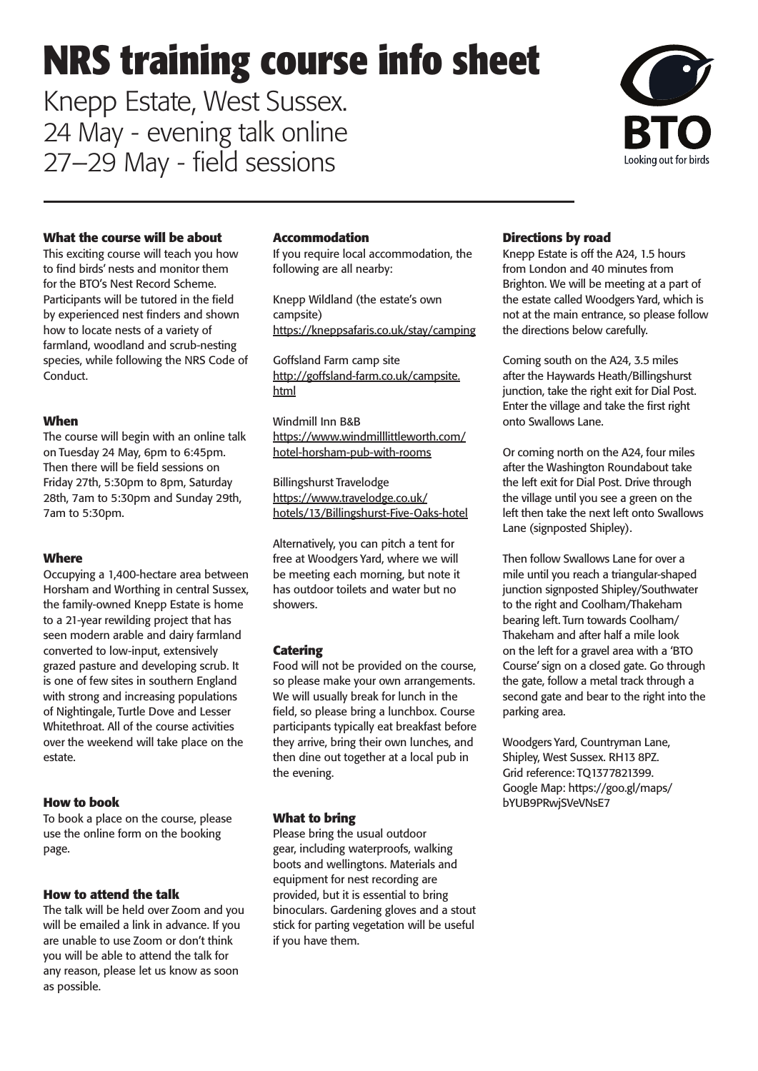# NRS training course info sheet

Knepp Estate, West Sussex.
24 May - evening talk online
27–29 May - field sessions

BTO
Looking out for birds

### What the course will be about

This exciting course will teach you how to find birds' nests and monitor them for the BTO's Nest Record Scheme. Participants will be tutored in the field by experienced nest finders and shown how to locate nests of a variety of farmland, woodland and scrub-nesting species, while following the NRS Code of Conduct.

### When

The course will begin with an online talk on Tuesday 24 May, 6pm to 6:45pm. Then there will be field sessions on Friday 27th, 5:30pm to 8pm, Saturday 28th, 7am to 5:30pm and Sunday 29th, 7am to 5:30pm.

### Where

Occupying a 1,400-hectare area between Horsham and Worthing in central Sussex, the family-owned Knepp Estate is home to a 21-year rewilding project that has seen modern arable and dairy farmland converted to low-input, extensively grazed pasture and developing scrub. It is one of few sites in southern England with strong and increasing populations of Nightingale, Turtle Dove and Lesser Whitethroat. All of the course activities over the weekend will take place on the estate.

### How to book

To book a place on the course, please use the online form on the booking page.

### How to attend the talk

The talk will be held over Zoom and you will be emailed a link in advance. If you are unable to use Zoom or don't think you will be able to attend the talk for any reason, please let us know as soon as possible.

### Accommodation

If you require local accommodation, the following are all nearby:

Knepp Wildland (the estate's own campsite)
https://kneppsafaris.co.uk/stay/camping

Goffsland Farm camp site
http://goffsland-farm.co.uk/campsite.html

Windmill Inn B&B
https://www.windmilllittleworth.com/hotel-horsham-pub-with-rooms

Billingshurst Travelodge
https://www.travelodge.co.uk/hotels/13/Billingshurst-Five-Oaks-hotel

Alternatively, you can pitch a tent for free at Woodgers Yard, where we will be meeting each morning, but note it has outdoor toilets and water but no showers.

### Catering

Food will not be provided on the course, so please make your own arrangements. We will usually break for lunch in the field, so please bring a lunchbox. Course participants typically eat breakfast before they arrive, bring their own lunches, and then dine out together at a local pub in the evening.

### What to bring

Please bring the usual outdoor gear, including waterproofs, walking boots and wellingtons. Materials and equipment for nest recording are provided, but it is essential to bring binoculars. Gardening gloves and a stout stick for parting vegetation will be useful if you have them.

### Directions by road

Knepp Estate is off the A24, 1.5 hours from London and 40 minutes from Brighton. We will be meeting at a part of the estate called Woodgers Yard, which is not at the main entrance, so please follow the directions below carefully.

Coming south on the A24, 3.5 miles after the Haywards Heath/Billingshurst junction, take the right exit for Dial Post. Enter the village and take the first right onto Swallows Lane.

Or coming north on the A24, four miles after the Washington Roundabout take the left exit for Dial Post. Drive through the village until you see a green on the left then take the next left onto Swallows Lane (signposted Shipley).

Then follow Swallows Lane for over a mile until you reach a triangular-shaped junction signposted Shipley/Southwater to the right and Coolham/Thakeham bearing left. Turn towards Coolham/Thakeham and after half a mile look on the left for a gravel area with a 'BTO Course' sign on a closed gate. Go through the gate, follow a metal track through a second gate and bear to the right into the parking area.

Woodgers Yard, Countryman Lane, Shipley, West Sussex. RH13 8PZ.
Grid reference: TQ1377821399.
Google Map: https://goo.gl/maps/bYUB9PRwjSVeVNsE7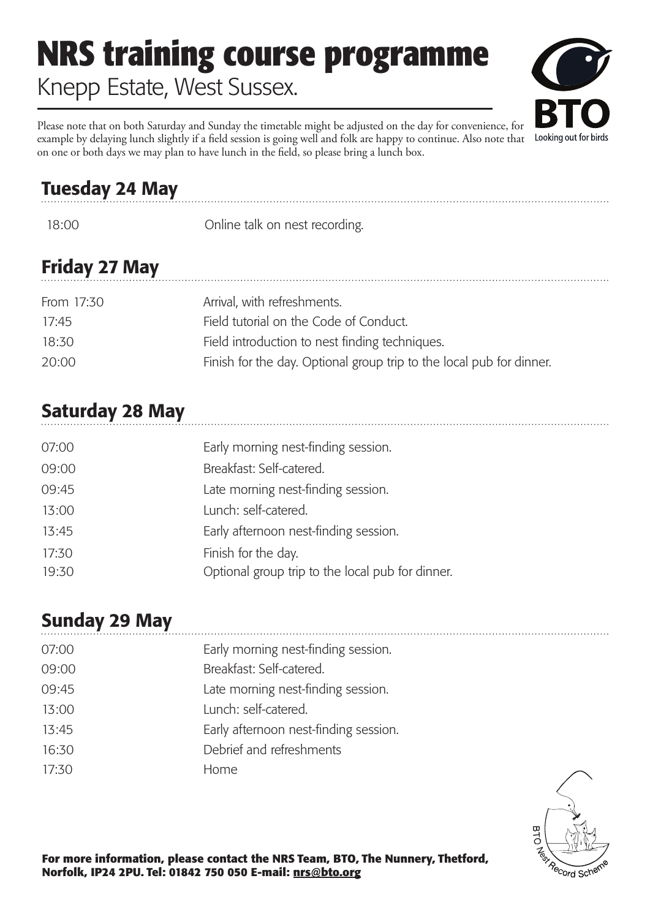# NRS training course programme

Knepp Estate, West Sussex.

BTO Looking out for birds

Please note that on both Saturday and Sunday the timetable might be adjusted on the day for convenience, for example by delaying lunch slightly if a field session is going well and folk are happy to continue. Also note that on one or both days we may plan to have lunch in the field, so please bring a lunch box.

## Tuesday 24 May

| | |
|---|---|
| 18:00 | Online talk on nest recording. |

## Friday 27 May

| | |
|---|---|
| From 17:30 | Arrival, with refreshments. |
| 17:45 | Field tutorial on the Code of Conduct. |
| 18:30 | Field introduction to nest finding techniques. |
| 20:00 | Finish for the day. Optional group trip to the local pub for dinner. |

## Saturday 28 May

| | |
|---|---|
| 07:00 | Early morning nest-finding session. |
| 09:00 | Breakfast: Self-catered. |
| 09:45 | Late morning nest-finding session. |
| 13:00 | Lunch: self-catered. |
| 13:45 | Early afternoon nest-finding session. |
| 17:30 | Finish for the day. |
| 19:30 | Optional group trip to the local pub for dinner. |

## Sunday 29 May

| | |
|---|---|
| 07:00 | Early morning nest-finding session. |
| 09:00 | Breakfast: Self-catered. |
| 09:45 | Late morning nest-finding session. |
| 13:00 | Lunch: self-catered. |
| 13:45 | Early afternoon nest-finding session. |
| 16:30 | Debrief and refreshments |
| 17:30 | Home |

**For more information, please contact the NRS Team, BTO, The Nunnery, Thetford, Norfolk, IP24 2PU. Tel: 01842 750 050 E-mail: nrs@bto.org**

BTO Nest Record Scheme